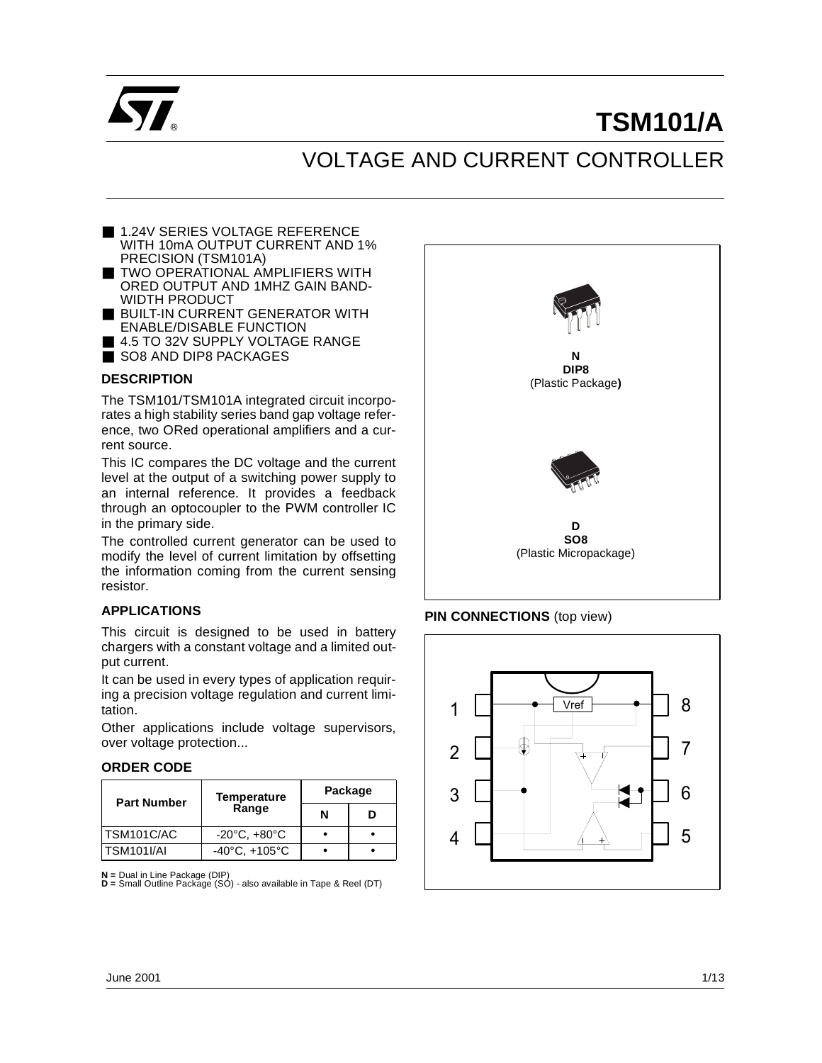# TSM101/A

## VOLTAGE AND CURRENT CONTROLLER

- 1.24V SERIES VOLTAGE REFERENCE WITH 10mA OUTPUT CURRENT AND 1% PRECISION (TSM101A)
- TWO OPERATIONAL AMPLIFIERS WITH ORED OUTPUT AND 1MHZ GAIN BANDWIDTH PRODUCT
- BUILT-IN CURRENT GENERATOR WITH ENABLE/DISABLE FUNCTION
- 4.5 TO 32V SUPPLY VOLTAGE RANGE
- SO8 AND DIP8 PACKAGES

**N**
**DIP8**
(Plastic Package)

**D**
**SO8**
(Plastic Micropackage)

### DESCRIPTION

The TSM101/TSM101A integrated circuit incorporates a high stability series band gap voltage reference, two ORed operational amplifiers and a current source.

This IC compares the DC voltage and the current level at the output of a switching power supply to an internal reference. It provides a feedback through an optocoupler to the PWM controller IC in the primary side.

The controlled current generator can be used to modify the level of current limitation by offsetting the information coming from the current sensing resistor.

### APPLICATIONS

This circuit is designed to be used in battery chargers with a constant voltage and a limited output current.

It can be used in every types of application requiring a precision voltage regulation and current limitation.

Other applications include voltage supervisors, over voltage protection...

### ORDER CODE

| Part Number | Temperature Range | Package | |
|---|---|---|---|
| | | N | D |
| TSM101C/AC | -20°C, +80°C | • | • |
| TSM101I/AI | -40°C, +105°C | • | • |

**N =** Dual in Line Package (DIP)
**D =** Small Outline Package (SO) - also available in Tape & Reel (DT)

**PIN CONNECTIONS** (top view)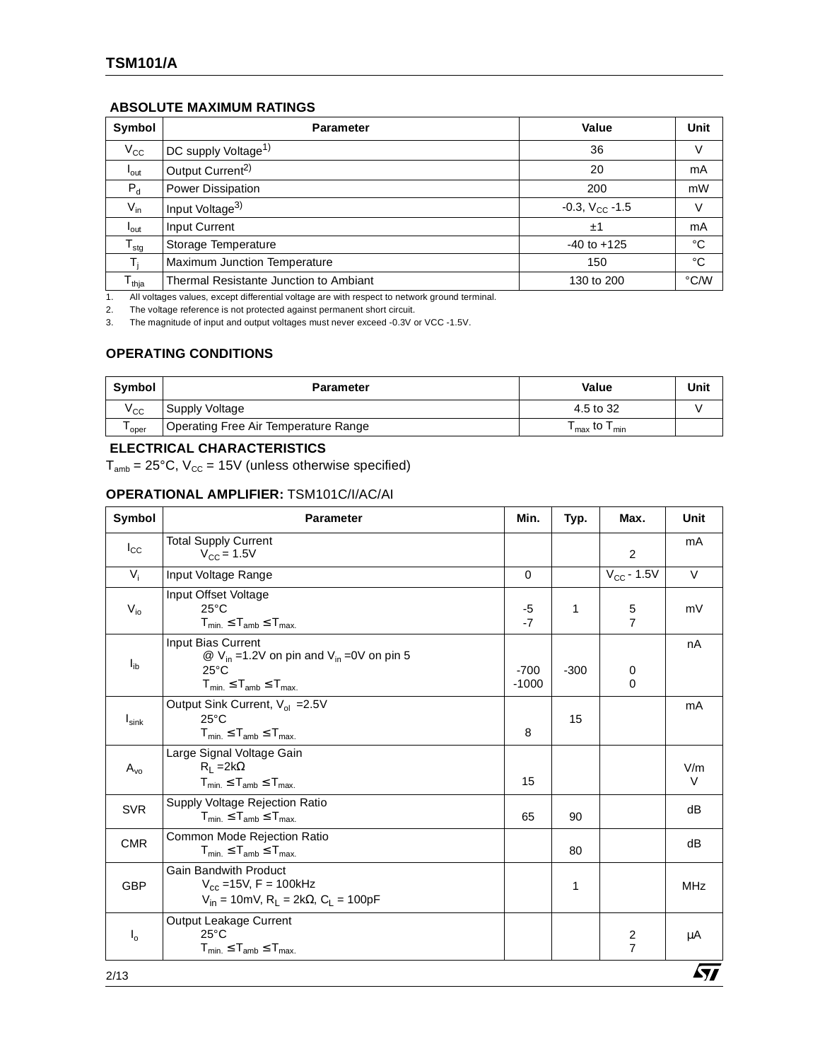## ABSOLUTE MAXIMUM RATINGS

| Symbol | Parameter | Value | Unit |
|---|---|---|---|
| $V_{CC}$ | DC supply Voltage[1)] | 36 | V |
| $I_{out}$ | Output Current[2)] | 20 | mA |
| $P_d$ | Power Dissipation | 200 | mW |
| $V_{in}$ | Input Voltage[3)] | -0.3, $V_{CC}$ -1.5 | V |
| $I_{out}$ | Input Current | ±1 | mA |
| $T_{stg}$ | Storage Temperature | -40 to +125 | °C |
| $T_j$ | Maximum Junction Temperature | 150 | °C |
| $T_{thja}$ | Thermal Resistante Junction to Ambiant | 130 to 200 | °C/W |

1. All voltages values, except differential voltage are with respect to network ground terminal.
2. The voltage reference is not protected against permanent short circuit.
3. The magnitude of input and output voltages must never exceed -0.3V or VCC -1.5V.

## OPERATING CONDITIONS

| Symbol | Parameter | Value | Unit |
|---|---|---|---|
| $V_{CC}$ | Supply Voltage | 4.5 to 32 | V |
| $T_{oper}$ | Operating Free Air Temperature Range | $T_{max}$ to $T_{min}$ | |

## ELECTRICAL CHARACTERISTICS

$T_{amb}$ = 25°C, $V_{CC}$ = 15V (unless otherwise specified)

### OPERATIONAL AMPLIFIER: TSM101C/I/AC/AI

| Symbol | Parameter | Min. | Typ. | Max. | Unit |
|---|---|---|---|---|---|
| $I_{CC}$ | Total Supply Current<br>$V_{CC}$ = 1.5V | | | 2 | mA |
| $V_i$ | Input Voltage Range | 0 | | $V_{CC}$ - 1.5V | V |
| $V_{io}$ | Input Offset Voltage<br>25°C<br>$T_{min.} \leq T_{amb} \leq T_{max.}$ | -5<br>-7 | 1 | 5<br>7 | mV |
| $I_{ib}$ | Input Bias Current<br>@ $V_{in}$ =1.2V on pin and $V_{in}$ =0V on pin 5<br>25°C<br>$T_{min.} \leq T_{amb} \leq T_{max.}$ | -700<br>-1000 | -300 | 0<br>0 | nA |
| $I_{sink}$ | Output Sink Current, $V_{ol}$ =2.5V<br>25°C<br>$T_{min.} \leq T_{amb} \leq T_{max.}$ | 8 | 15 | | mA |
| $A_{vo}$ | Large Signal Voltage Gain<br>$R_L$ =2kΩ<br>$T_{min.} \leq T_{amb} \leq T_{max.}$ | 15 | | | V/mV |
| SVR | Supply Voltage Rejection Ratio<br>$T_{min.} \leq T_{amb} \leq T_{max.}$ | 65 | 90 | | dB |
| CMR | Common Mode Rejection Ratio<br>$T_{min.} \leq T_{amb} \leq T_{max.}$ | | 80 | | dB |
| GBP | Gain Bandwith Product<br>$V_{cc}$ =15V, F = 100kHz<br>$V_{in}$ = 10mV, $R_L$ = 2kΩ, $C_L$ = 100pF | | 1 | | MHz |
| $I_o$ | Output Leakage Current<br>25°C<br>$T_{min.} \leq T_{amb} \leq T_{max.}$ | | | 2<br>7 | µA |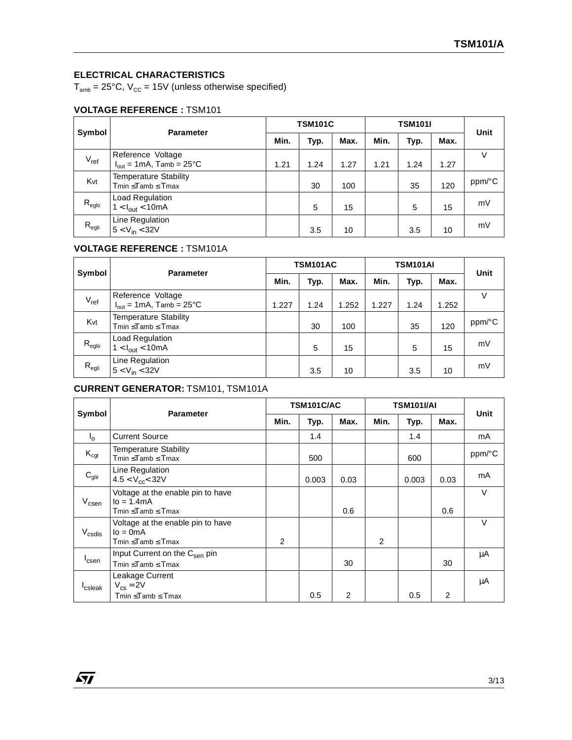## ELECTRICAL CHARACTERISTICS

$T_{amb}$ = 25°C, $V_{CC}$ = 15V (unless otherwise specified)

### VOLTAGE REFERENCE : TSM101

| Symbol | Parameter | TSM101C | | | TSM101I | | | Unit |
|---|---|---|---|---|---|---|---|---|
| | | Min. | Typ. | Max. | Min. | Typ. | Max. | |
| $V_{ref}$ | Reference Voltage $I_{out}$ = 1mA, Tamb = 25°C | 1.21 | 1.24 | 1.27 | 1.21 | 1.24 | 1.27 | V |
| Kvt | Temperature Stability Tmin ≤ Tamb ≤ Tmax | | 30 | 100 | | 35 | 120 | ppm/°C |
| $R_{eglo}$ | Load Regulation $1 < I_{out} < 10mA$ | | 5 | 15 | | 5 | 15 | mV |
| $R_{egli}$ | Line Regulation $5 < V_{in} < 32V$ | | 3.5 | 10 | | 3.5 | 10 | mV |

### VOLTAGE REFERENCE : TSM101A

| Symbol | Parameter | TSM101AC | | | TSM101AI | | | Unit |
|---|---|---|---|---|---|---|---|---|
| | | Min. | Typ. | Max. | Min. | Typ. | Max. | |
| $V_{ref}$ | Reference Voltage $I_{out}$ = 1mA, Tamb = 25°C | 1.227 | 1.24 | 1.252 | 1.227 | 1.24 | 1.252 | V |
| Kvt | Temperature Stability Tmin ≤ Tamb ≤ Tmax | | 30 | 100 | | 35 | 120 | ppm/°C |
| $R_{eglo}$ | Load Regulation $1 < I_{out} < 10mA$ | | 5 | 15 | | 5 | 15 | mV |
| $R_{egli}$ | Line Regulation $5 < V_{in} < 32V$ | | 3.5 | 10 | | 3.5 | 10 | mV |

### CURRENT GENERATOR: TSM101, TSM101A

| Symbol | Parameter | TSM101C/AC | | | TSM101I/AI | | | Unit |
|---|---|---|---|---|---|---|---|---|
| | | Min. | Typ. | Max. | Min. | Typ. | Max. | |
| $I_o$ | Current Source | | 1.4 | | | 1.4 | | mA |
| $K_{cgt}$ | Temperature Stability Tmin ≤ Tamb ≤ Tmax | | 500 | | | 600 | | ppm/°C |
| $C_{glir}$ | Line Regulation $4.5 < V_{cc} < 32V$ | | 0.003 | 0.03 | | 0.003 | 0.03 | mA |
| $V_{csen}$ | Voltage at the enable pin to have Io = 1.4mA Tmin ≤ Tamb ≤ Tmax | | | 0.6 | | | 0.6 | V |
| $V_{csdis}$ | Voltage at the enable pin to have Io = 0mA Tmin ≤ Tamb ≤ Tmax | 2 | | | 2 | | | V |
| $I_{csen}$ | Input Current on the $C_{sen}$ pin Tmin ≤ Tamb ≤ Tmax | | | 30 | | | 30 | µA |
| $I_{csleak}$ | Leakage Current $V_{cs} = 2V$ Tmin ≤ Tamb ≤ Tmax | | 0.5 | 2 | | 0.5 | 2 | µA |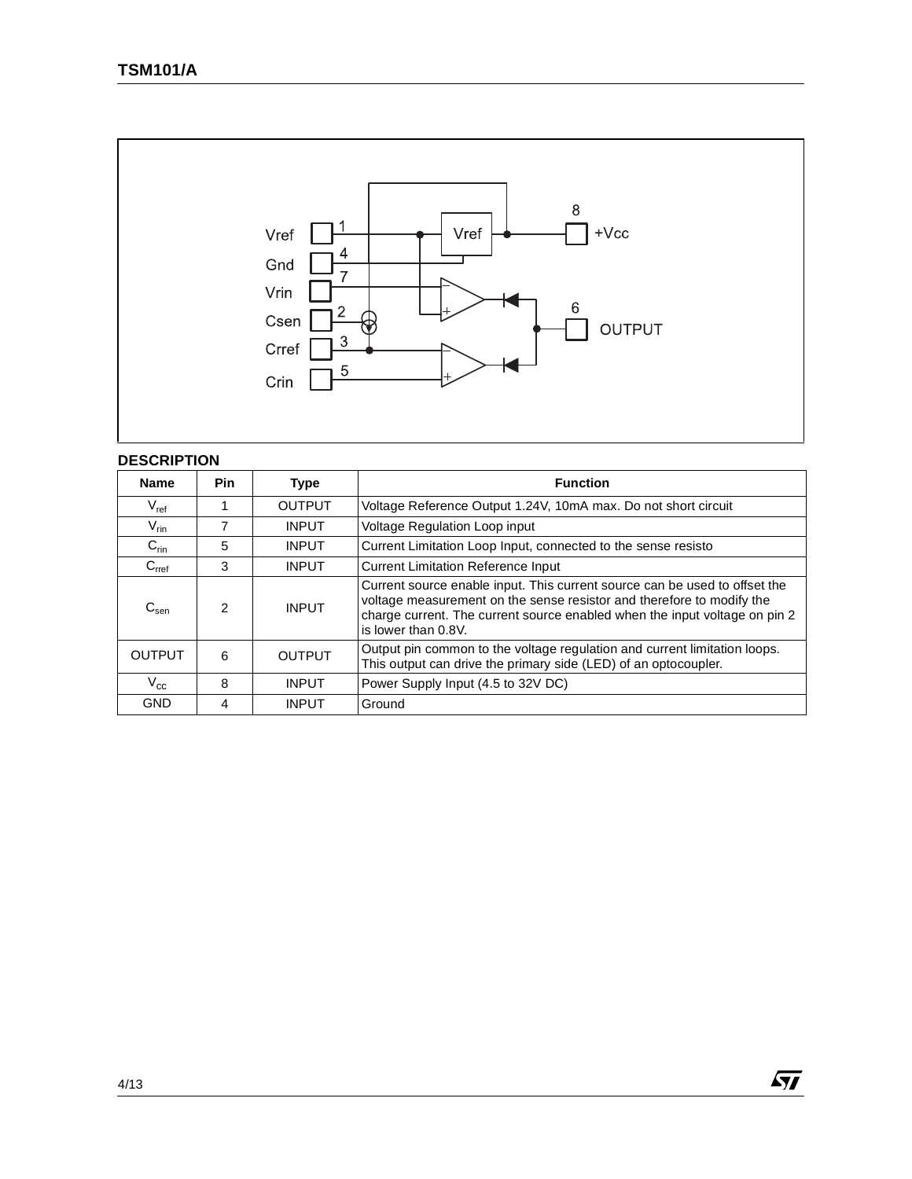## DESCRIPTION

| Name | Pin | Type | Function |
|---|---|---|---|
| $V_{ref}$ | 1 | OUTPUT | Voltage Reference Output 1.24V, 10mA max. Do not short circuit |
| $V_{rin}$ | 7 | INPUT | Voltage Regulation Loop input |
| $C_{rin}$ | 5 | INPUT | Current Limitation Loop Input, connected to the sense resisto |
| $C_{rref}$ | 3 | INPUT | Current Limitation Reference Input |
| $C_{sen}$ | 2 | INPUT | Current source enable input. This current source can be used to offset the voltage measurement on the sense resistor and therefore to modify the charge current. The current source enabled when the input voltage on pin 2 is lower than 0.8V. |
| OUTPUT | 6 | OUTPUT | Output pin common to the voltage regulation and current limitation loops. This output can drive the primary side (LED) of an optocoupler. |
| $V_{cc}$ | 8 | INPUT | Power Supply Input (4.5 to 32V DC) |
| GND | 4 | INPUT | Ground |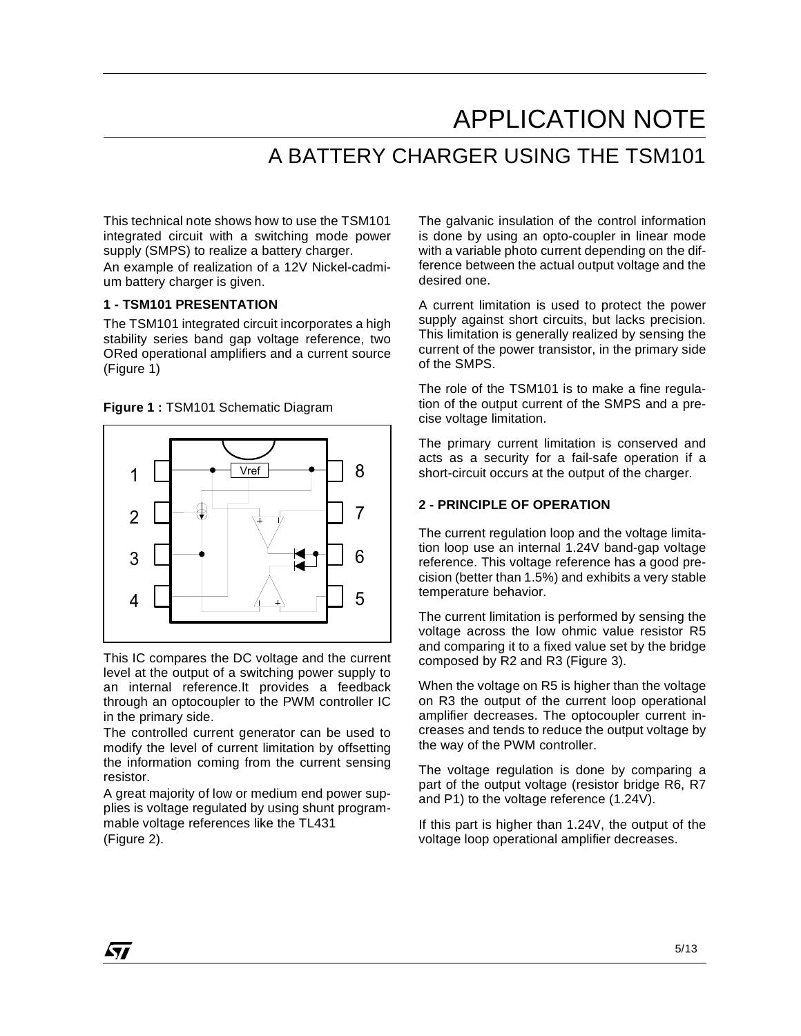# APPLICATION NOTE

## A BATTERY CHARGER USING THE TSM101

This technical note shows how to use the TSM101 integrated circuit with a switching mode power supply (SMPS) to realize a battery charger.

An example of realization of a 12V Nickel-cadmium battery charger is given.

### 1 - TSM101 PRESENTATION

The TSM101 integrated circuit incorporates a high stability series band gap voltage reference, two ORed operational amplifiers and a current source (Figure 1)

**Figure 1 :** TSM101 Schematic Diagram

This IC compares the DC voltage and the current level at the output of a switching power supply to an internal reference.It provides a feedback through an optocoupler to the PWM controller IC in the primary side.

The controlled current generator can be used to modify the level of current limitation by offsetting the information coming from the current sensing resistor.

A great majority of low or medium end power supplies is voltage regulated by using shunt programmable voltage references like the TL431 (Figure 2).

The galvanic insulation of the control information is done by using an opto-coupler in linear mode with a variable photo current depending on the difference between the actual output voltage and the desired one.

A current limitation is used to protect the power supply against short circuits, but lacks precision. This limitation is generally realized by sensing the current of the power transistor, in the primary side of the SMPS.

The role of the TSM101 is to make a fine regulation of the output current of the SMPS and a precise voltage limitation.

The primary current limitation is conserved and acts as a security for a fail-safe operation if a short-circuit occurs at the output of the charger.

### 2 - PRINCIPLE OF OPERATION

The current regulation loop and the voltage limitation loop use an internal 1.24V band-gap voltage reference. This voltage reference has a good precision (better than 1.5%) and exhibits a very stable temperature behavior.

The current limitation is performed by sensing the voltage across the low ohmic value resistor R5 and comparing it to a fixed value set by the bridge composed by R2 and R3 (Figure 3).

When the voltage on R5 is higher than the voltage on R3 the output of the current loop operational amplifier decreases. The optocoupler current increases and tends to reduce the output voltage by the way of the PWM controller.

The voltage regulation is done by comparing a part of the output voltage (resistor bridge R6, R7 and P1) to the voltage reference (1.24V).

If this part is higher than 1.24V, the output of the voltage loop operational amplifier decreases.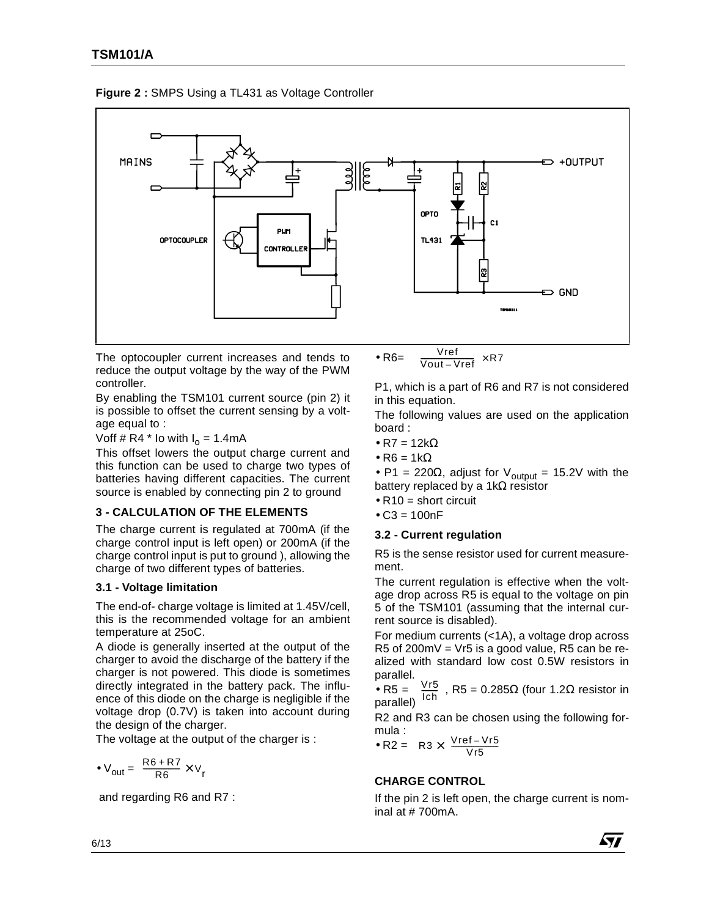**Figure 2 :** SMPS Using a TL431 as Voltage Controller

The optocoupler current increases and tends to reduce the output voltage by the way of the PWM controller.

By enabling the TSM101 current source (pin 2) it is possible to offset the current sensing by a voltage equal to :

Voff # R4 * Io with $I_o$ = 1.4mA

This offset lowers the output charge current and this function can be used to charge two types of batteries having different capacities. The current source is enabled by connecting pin 2 to ground

### 3 - CALCULATION OF THE ELEMENTS

The charge current is regulated at 700mA (if the charge control input is left open) or 200mA (if the charge control input is put to ground ), allowing the charge of two different types of batteries.

#### 3.1 - Voltage limitation

The end-of- charge voltage is limited at 1.45V/cell, this is the recommended voltage for an ambient temperature at 25oC.

A diode is generally inserted at the output of the charger to avoid the discharge of the battery if the charger is not powered. This diode is sometimes directly integrated in the battery pack. The influence of this diode on the charge is negligible if the voltage drop (0.7V) is taken into account during the design of the charger.

The voltage at the output of the charger is :

- $V_{out} = \frac{R6 + R7}{R6} \times V_r$

and regarding R6 and R7 :

- $R6 = \frac{Vref}{Vout - Vref} \times R7$

P1, which is a part of R6 and R7 is not considered in this equation.

The following values are used on the application board :

- R7 = 12kΩ
- R6 = 1kΩ
- P1 = 220Ω, adjust for $V_{output}$ = 15.2V with the battery replaced by a 1kΩ resistor
- R10 = short circuit
- C3 = 100nF

#### 3.2 - Current regulation

R5 is the sense resistor used for current measurement.

The current regulation is effective when the voltage drop across R5 is equal to the voltage on pin 5 of the TSM101 (assuming that the internal current source is disabled).

For medium currents (<1A), a voltage drop across R5 of 200mV = Vr5 is a good value, R5 can be realized with standard low cost 0.5W resistors in parallel.

- $R5 = \frac{Vr5}{Ich}$ , R5 = 0.285Ω (four 1.2Ω resistor in parallel)

R2 and R3 can be chosen using the following formula :

- $R2 = R3 \times \frac{Vref - Vr5}{Vr5}$

#### CHARGE CONTROL

If the pin 2 is left open, the charge current is nominal at # 700mA.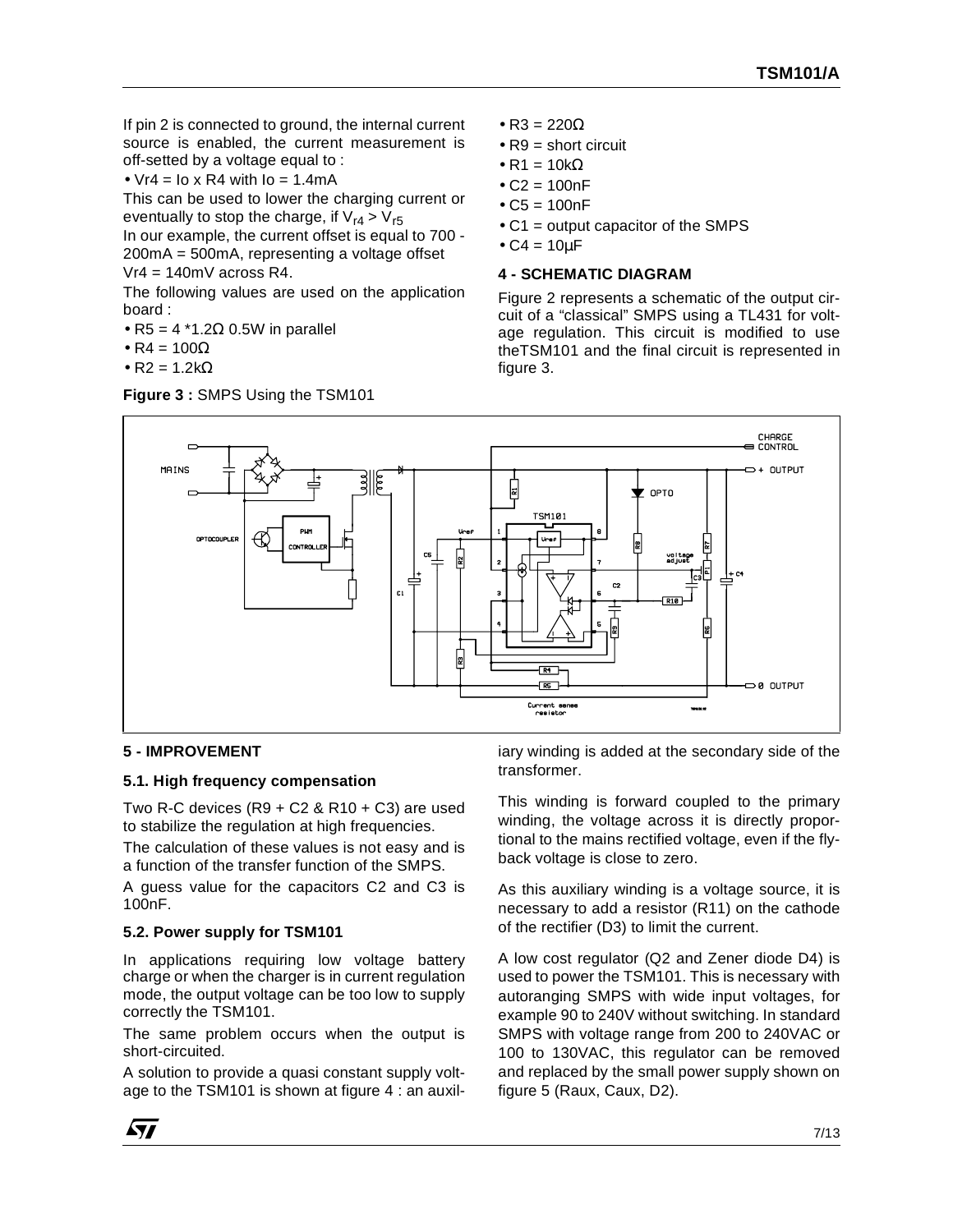If pin 2 is connected to ground, the internal current source is enabled, the current measurement is off-setted by a voltage equal to :

- Vr4 = Io x R4 with Io = 1.4mA

This can be used to lower the charging current or eventually to stop the charge, if $V_{r4} > V_{r5}$

In our example, the current offset is equal to 700 - 200mA = 500mA, representing a voltage offset Vr4 = 140mV across R4.

The following values are used on the application board :

- R5 = 4 *1.2Ω 0.5W in parallel
- R4 = 100Ω
- R2 = 1.2kΩ
- R3 = 220Ω
- R9 = short circuit
- R1 = 10kΩ
- C2 = 100nF
- C5 = 100nF
- C1 = output capacitor of the SMPS
- C4 = 10µF

#### 4 - SCHEMATIC DIAGRAM

Figure 2 represents a schematic of the output circuit of a "classical" SMPS using a TL431 for voltage regulation. This circuit is modified to use theTSM101 and the final circuit is represented in figure 3.

**Figure 3 :** SMPS Using the TSM101

#### 5 - IMPROVEMENT

##### 5.1. High frequency compensation

Two R-C devices (R9 + C2 & R10 + C3) are used to stabilize the regulation at high frequencies.

The calculation of these values is not easy and is a function of the transfer function of the SMPS.

A guess value for the capacitors C2 and C3 is 100nF.

##### 5.2. Power supply for TSM101

In applications requiring low voltage battery charge or when the charger is in current regulation mode, the output voltage can be too low to supply correctly the TSM101.

The same problem occurs when the output is short-circuited.

A solution to provide a quasi constant supply voltage to the TSM101 is shown at figure 4 : an auxiliary winding is added at the secondary side of the transformer.

This winding is forward coupled to the primary winding, the voltage across it is directly proportional to the mains rectified voltage, even if the flyback voltage is close to zero.

As this auxiliary winding is a voltage source, it is necessary to add a resistor (R11) on the cathode of the rectifier (D3) to limit the current.

A low cost regulator (Q2 and Zener diode D4) is used to power the TSM101. This is necessary with autoranging SMPS with wide input voltages, for example 90 to 240V without switching. In standard SMPS with voltage range from 200 to 240VAC or 100 to 130VAC, this regulator can be removed and replaced by the small power supply shown on figure 5 (Raux, Caux, D2).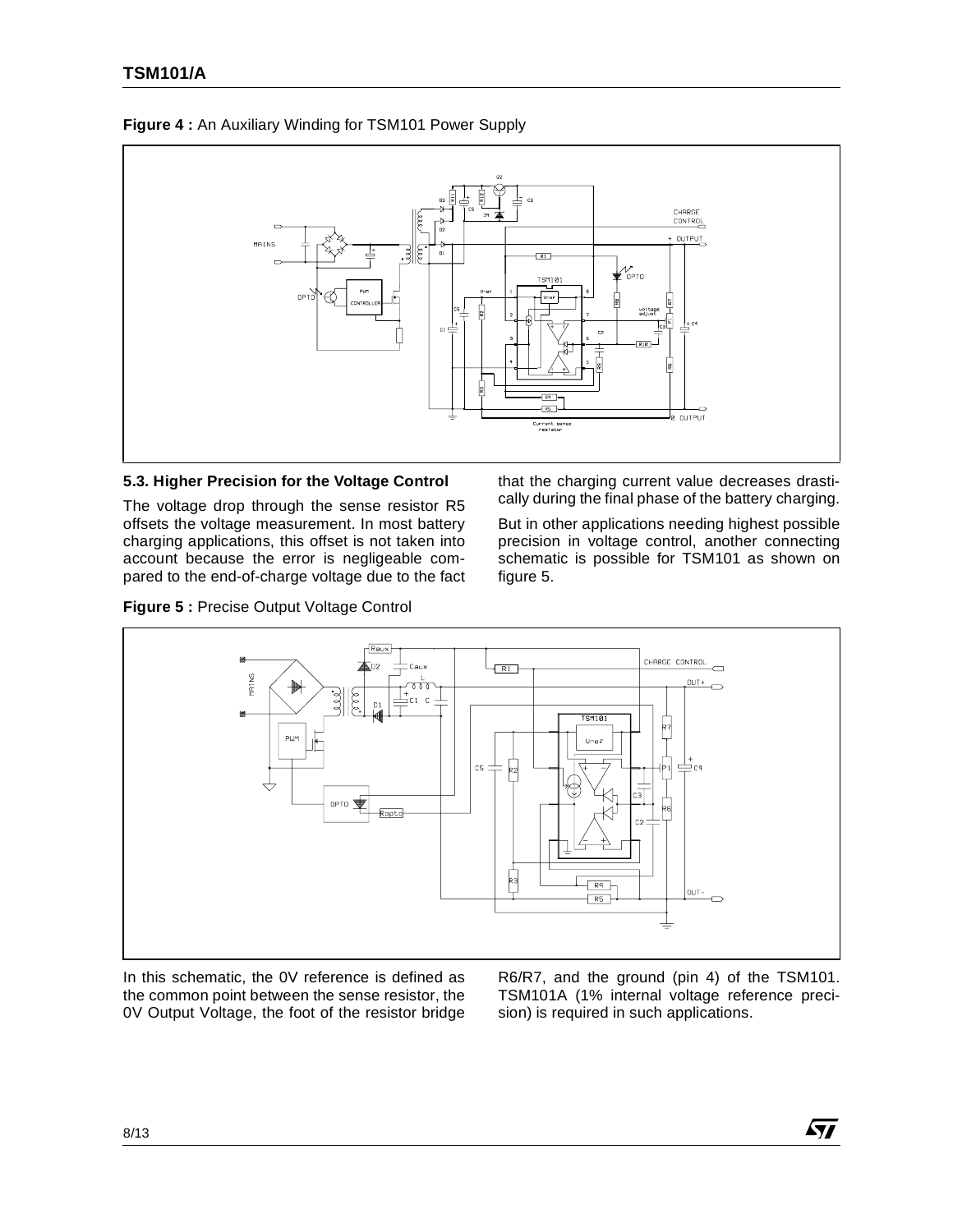**Figure 4 :** An Auxiliary Winding for TSM101 Power Supply

### 5.3. Higher Precision for the Voltage Control

The voltage drop through the sense resistor R5 offsets the voltage measurement. In most battery charging applications, this offset is not taken into account because the error is negligeable compared to the end-of-charge voltage due to the fact that the charging current value decreases drastically during the final phase of the battery charging.

But in other applications needing highest possible precision in voltage control, another connecting schematic is possible for TSM101 as shown on figure 5.

**Figure 5 :** Precise Output Voltage Control

In this schematic, the 0V reference is defined as the common point between the sense resistor, the 0V Output Voltage, the foot of the resistor bridge R6/R7, and the ground (pin 4) of the TSM101. TSM101A (1% internal voltage reference precision) is required in such applications.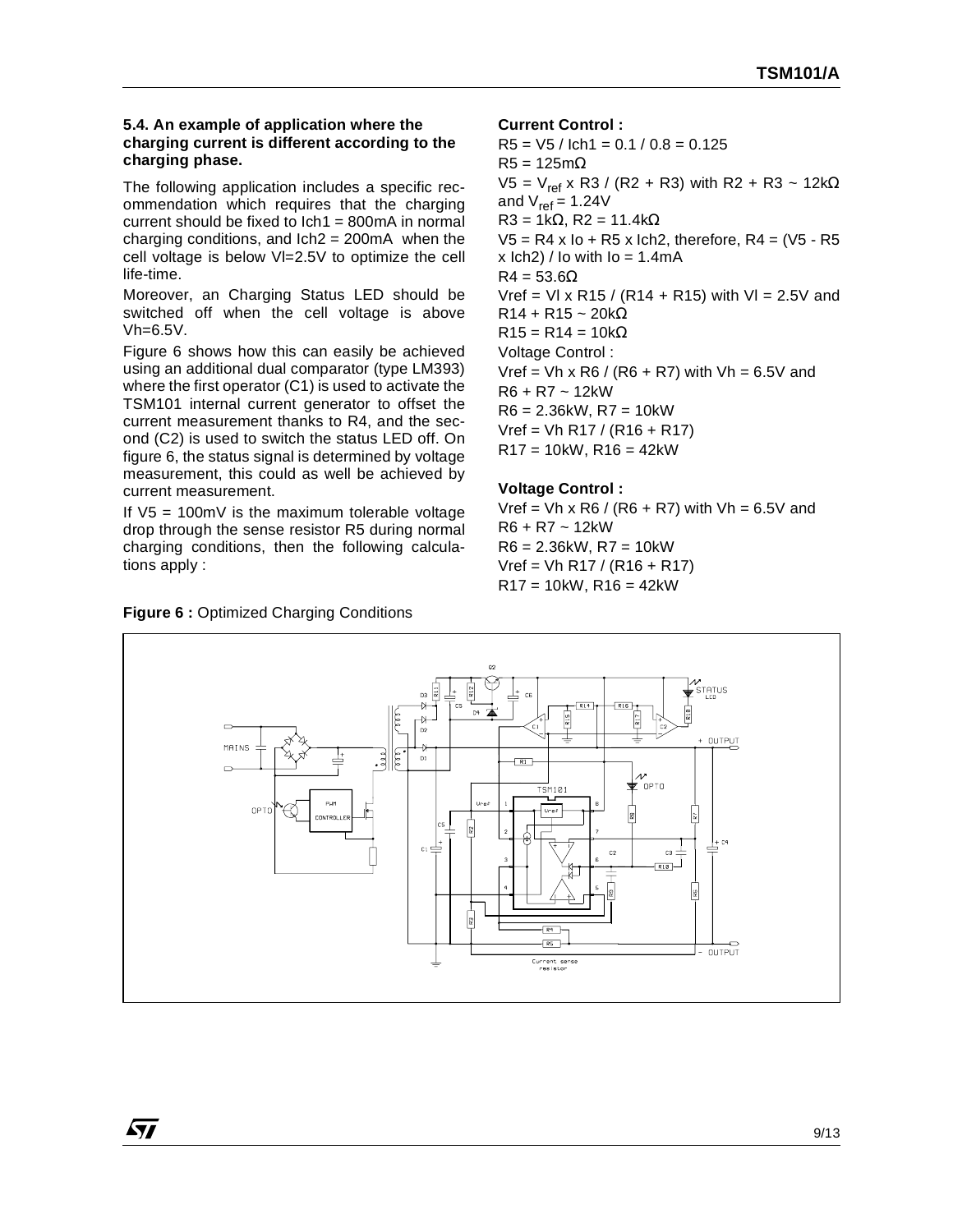### 5.4. An example of application where the charging current is different according to the charging phase.

The following application includes a specific recommendation which requires that the charging current should be fixed to Ich1 = 800mA in normal charging conditions, and Ich2 = 200mA when the cell voltage is below Vl=2.5V to optimize the cell life-time.

Moreover, an Charging Status LED should be switched off when the cell voltage is above Vh=6.5V.

Figure 6 shows how this can easily be achieved using an additional dual comparator (type LM393) where the first operator (C1) is used to activate the TSM101 internal current generator to offset the current measurement thanks to R4, and the second (C2) is used to switch the status LED off. On figure 6, the status signal is determined by voltage measurement, this could as well be achieved by current measurement.

If V5 = 100mV is the maximum tolerable voltage drop through the sense resistor R5 during normal charging conditions, then the following calculations apply :

**Current Control :**

R5 = V5 / Ich1 = 0.1 / 0.8 = 0.125

R5 = 125mΩ

V5 = $V_{ref}$ x R3 / (R2 + R3) with R2 + R3 ~ 12kΩ and $V_{ref}$ = 1.24V

R3 = 1kΩ, R2 = 11.4kΩ

V5 = R4 x Io + R5 x Ich2, therefore, R4 = (V5 - R5 x Ich2) / Io with Io = 1.4mA

R4 = 53.6Ω

Vref = Vl x R15 / (R14 + R15) with Vl = 2.5V and R14 + R15 ~ 20kΩ

R15 = R14 = 10kΩ

Voltage Control :

Vref = Vh x R6 / (R6 + R7) with Vh = 6.5V and R6 + R7 ~ 12kW

R6 = 2.36kW, R7 = 10kW

Vref = Vh R17 / (R16 + R17)

R17 = 10kW, R16 = 42kW

**Voltage Control :**

Vref = Vh x R6 / (R6 + R7) with Vh = 6.5V and R6 + R7 ~ 12kW

R6 = 2.36kW, R7 = 10kW

Vref = Vh R17 / (R16 + R17)

R17 = 10kW, R16 = 42kW

**Figure 6 :** Optimized Charging Conditions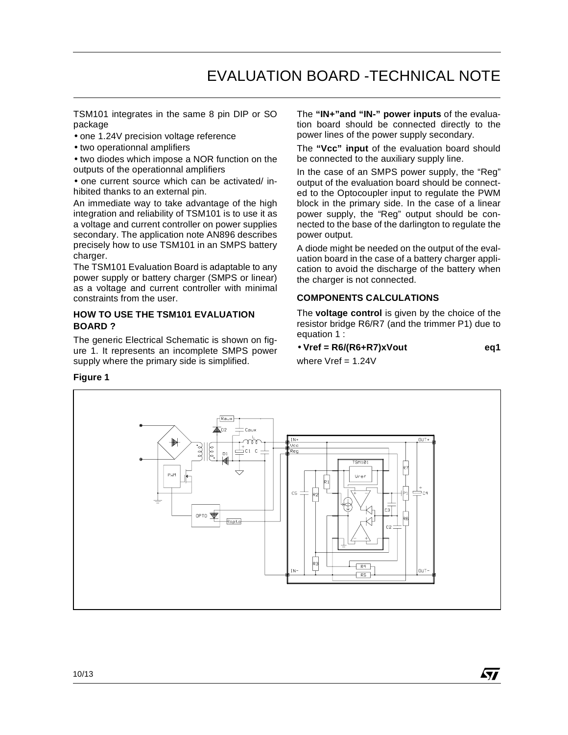# EVALUATION BOARD -TECHNICAL NOTE

TSM101 integrates in the same 8 pin DIP or SO package

- one 1.24V precision voltage reference
- two operationnal amplifiers
- two diodes which impose a NOR function on the outputs of the operationnal amplifiers
- one current source which can be activated/ inhibited thanks to an external pin.

An immediate way to take advantage of the high integration and reliability of TSM101 is to use it as a voltage and current controller on power supplies secondary. The application note AN896 describes precisely how to use TSM101 in an SMPS battery charger.

The TSM101 Evaluation Board is adaptable to any power supply or battery charger (SMPS or linear) as a voltage and current controller with minimal constraints from the user.

### HOW TO USE THE TSM101 EVALUATION BOARD ?

The generic Electrical Schematic is shown on figure 1. It represents an incomplete SMPS power supply where the primary side is simplified.

The **"IN+"and "IN-" power inputs** of the evaluation board should be connected directly to the power lines of the power supply secondary.

The **"Vcc" input** of the evaluation board should be connected to the auxiliary supply line.

In the case of an SMPS power supply, the "Reg" output of the evaluation board should be connected to the Optocoupler input to regulate the PWM block in the primary side. In the case of a linear power supply, the "Reg" output should be connected to the base of the darlington to regulate the power output.

A diode might be needed on the output of the evaluation board in the case of a battery charger application to avoid the discharge of the battery when the charger is not connected.

### COMPONENTS CALCULATIONS

The **voltage control** is given by the choice of the resistor bridge R6/R7 (and the trimmer P1) due to equation 1 :

- **Vref = R6/(R6+R7)xVout** **eq1**

where Vref = 1.24V

**Figure 1**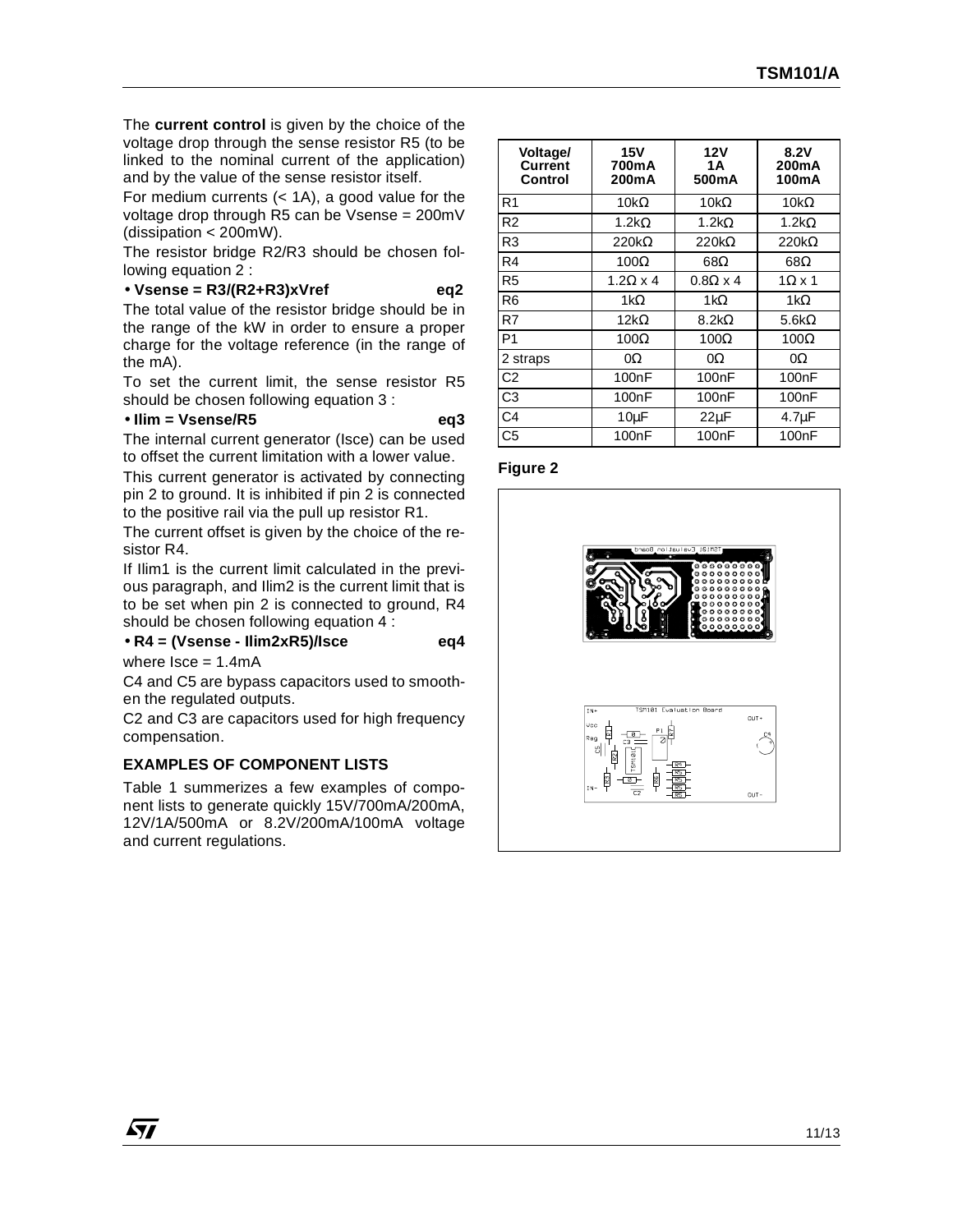The **current control** is given by the choice of the voltage drop through the sense resistor R5 (to be linked to the nominal current of the application) and by the value of the sense resistor itself.

For medium currents (< 1A), a good value for the voltage drop through R5 can be Vsense = 200mV (dissipation < 200mW).

The resistor bridge R2/R3 should be chosen following equation 2 :

- **Vsense = R3/(R2+R3)xVref** **eq2**

The total value of the resistor bridge should be in the range of the kW in order to ensure a proper charge for the voltage reference (in the range of the mA).

To set the current limit, the sense resistor R5 should be chosen following equation 3 :

- **Ilim = Vsense/R5** **eq3**

The internal current generator (Isce) can be used to offset the current limitation with a lower value.

This current generator is activated by connecting pin 2 to ground. It is inhibited if pin 2 is connected to the positive rail via the pull up resistor R1.

The current offset is given by the choice of the resistor R4.

If Ilim1 is the current limit calculated in the previous paragraph, and Ilim2 is the current limit that is to be set when pin 2 is connected to ground, R4 should be chosen following equation 4 :

- **R4 = (Vsense - Ilim2xR5)/Isce** **eq4**

where Isce = 1.4mA

C4 and C5 are bypass capacitors used to smoothen the regulated outputs.

C2 and C3 are capacitors used for high frequency compensation.

## EXAMPLES OF COMPONENT LISTS

Table 1 summerizes a few examples of component lists to generate quickly 15V/700mA/200mA, 12V/1A/500mA or 8.2V/200mA/100mA voltage and current regulations.

| Voltage/ Current Control | 15V 700mA 200mA | 12V 1A 500mA | 8.2V 200mA 100mA |
|---|---|---|---|
| R1 | 10kΩ | 10kΩ | 10kΩ |
| R2 | 1.2kΩ | 1.2kΩ | 1.2kΩ |
| R3 | 220kΩ | 220kΩ | 220kΩ |
| R4 | 100Ω | 68Ω | 68Ω |
| R5 | 1.2Ω x 4 | 0.8Ω x 4 | 1Ω x 1 |
| R6 | 1kΩ | 1kΩ | 1kΩ |
| R7 | 12kΩ | 8.2kΩ | 5.6kΩ |
| P1 | 100Ω | 100Ω | 100Ω |
| 2 straps | 0Ω | 0Ω | 0Ω |
| C2 | 100nF | 100nF | 100nF |
| C3 | 100nF | 100nF | 100nF |
| C4 | 10µF | 22µF | 4.7µF |
| C5 | 100nF | 100nF | 100nF |

**Figure 2**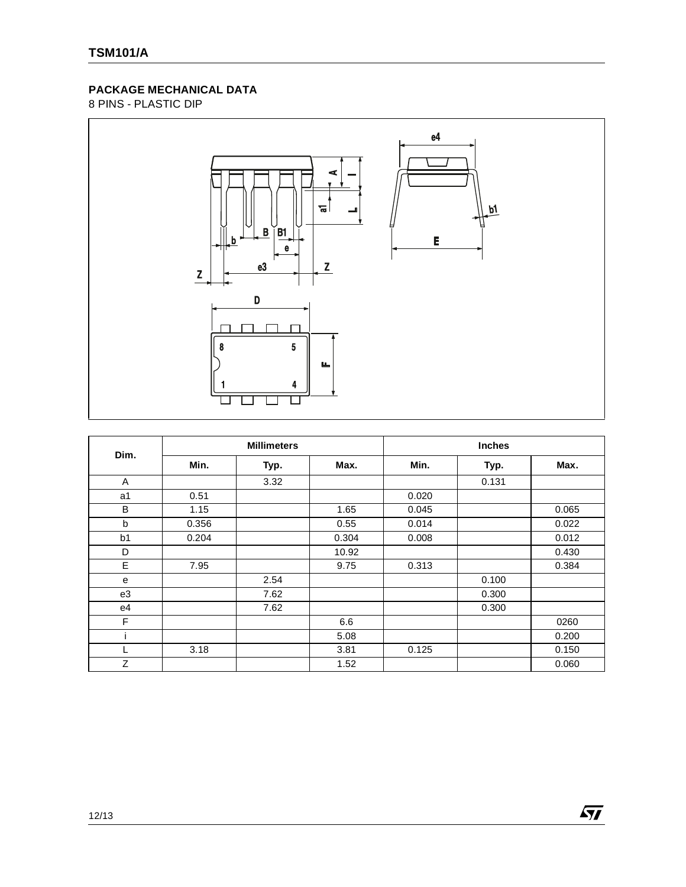## PACKAGE MECHANICAL DATA

8 PINS - PLASTIC DIP

| Dim. | Millimeters | | | Inches | | |
|---|---|---|---|---|---|---|
| | Min. | Typ. | Max. | Min. | Typ. | Max. |
| A | | 3.32 | | | 0.131 | |
| a1 | 0.51 | | | 0.020 | | |
| B | 1.15 | | 1.65 | 0.045 | | 0.065 |
| b | 0.356 | | 0.55 | 0.014 | | 0.022 |
| b1 | 0.204 | | 0.304 | 0.008 | | 0.012 |
| D | | | 10.92 | | | 0.430 |
| E | 7.95 | | 9.75 | 0.313 | | 0.384 |
| e | | 2.54 | | | 0.100 | |
| e3 | | 7.62 | | | 0.300 | |
| e4 | | 7.62 | | | 0.300 | |
| F | | | 6.6 | | | 0260 |
| i | | | 5.08 | | | 0.200 |
| L | 3.18 | | 3.81 | 0.125 | | 0.150 |
| Z | | | 1.52 | | | 0.060 |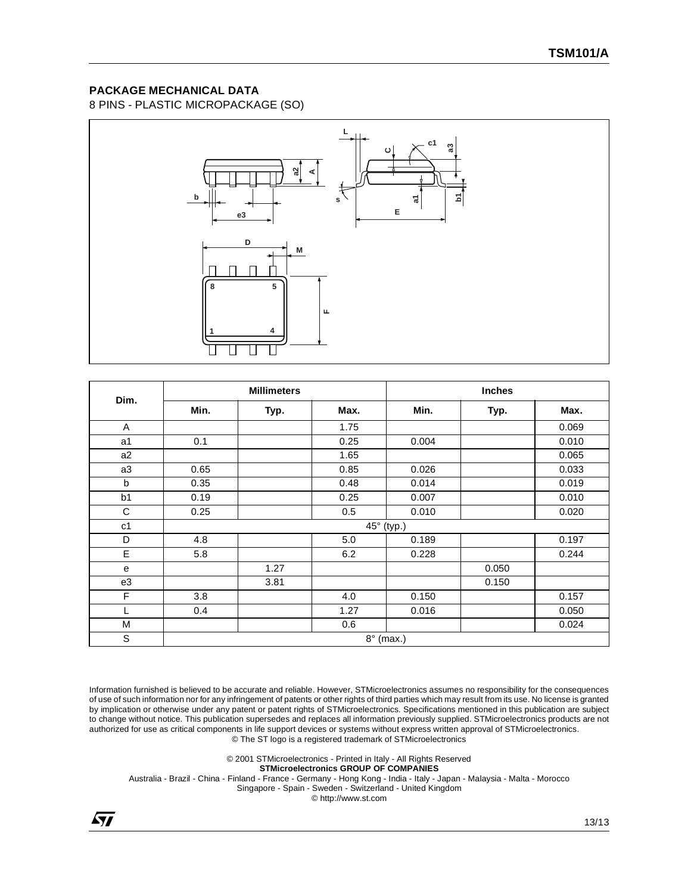## PACKAGE MECHANICAL DATA

8 PINS - PLASTIC MICROPACKAGE (SO)

L
c1
C
a3
a2
A
b
s
a1
b1
e3
E
D
M
8
5
F
1
4

| Dim. | Millimeters | | | Inches | | |
|---|---|---|---|---|---|---|
| | Min. | Typ. | Max. | Min. | Typ. | Max. |
| A | | | 1.75 | | | 0.069 |
| a1 | 0.1 | | 0.25 | 0.004 | | 0.010 |
| a2 | | | 1.65 | | | 0.065 |
| a3 | 0.65 | | 0.85 | 0.026 | | 0.033 |
| b | 0.35 | | 0.48 | 0.014 | | 0.019 |
| b1 | 0.19 | | 0.25 | 0.007 | | 0.010 |
| C | 0.25 | | 0.5 | 0.010 | | 0.020 |
| c1 | 45° (typ.) | | | | | |
| D | 4.8 | | 5.0 | 0.189 | | 0.197 |
| E | 5.8 | | 6.2 | 0.228 | | 0.244 |
| e | | 1.27 | | | 0.050 | |
| e3 | | 3.81 | | | 0.150 | |
| F | 3.8 | | 4.0 | 0.150 | | 0.157 |
| L | 0.4 | | 1.27 | 0.016 | | 0.050 |
| M | | | 0.6 | | | 0.024 |
| S | 8° (max.) | | | | | |

Information furnished is believed to be accurate and reliable. However, STMicroelectronics assumes no responsibility for the consequences of use of such information nor for any infringement of patents or other rights of third parties which may result from its use. No license is granted by implication or otherwise under any patent or patent rights of STMicroelectronics. Specifications mentioned in this publication are subject to change without notice. This publication supersedes and replaces all information previously supplied. STMicroelectronics products are not authorized for use as critical components in life support devices or systems without express written approval of STMicroelectronics.

© The ST logo is a registered trademark of STMicroelectronics

© 2001 STMicroelectronics - Printed in Italy - All Rights Reserved

**STMicroelectronics GROUP OF COMPANIES**

Australia - Brazil - China - Finland - France - Germany - Hong Kong - India - Italy - Japan - Malaysia - Malta - Morocco
Singapore - Spain - Sweden - Switzerland - United Kingdom

© http://www.st.com